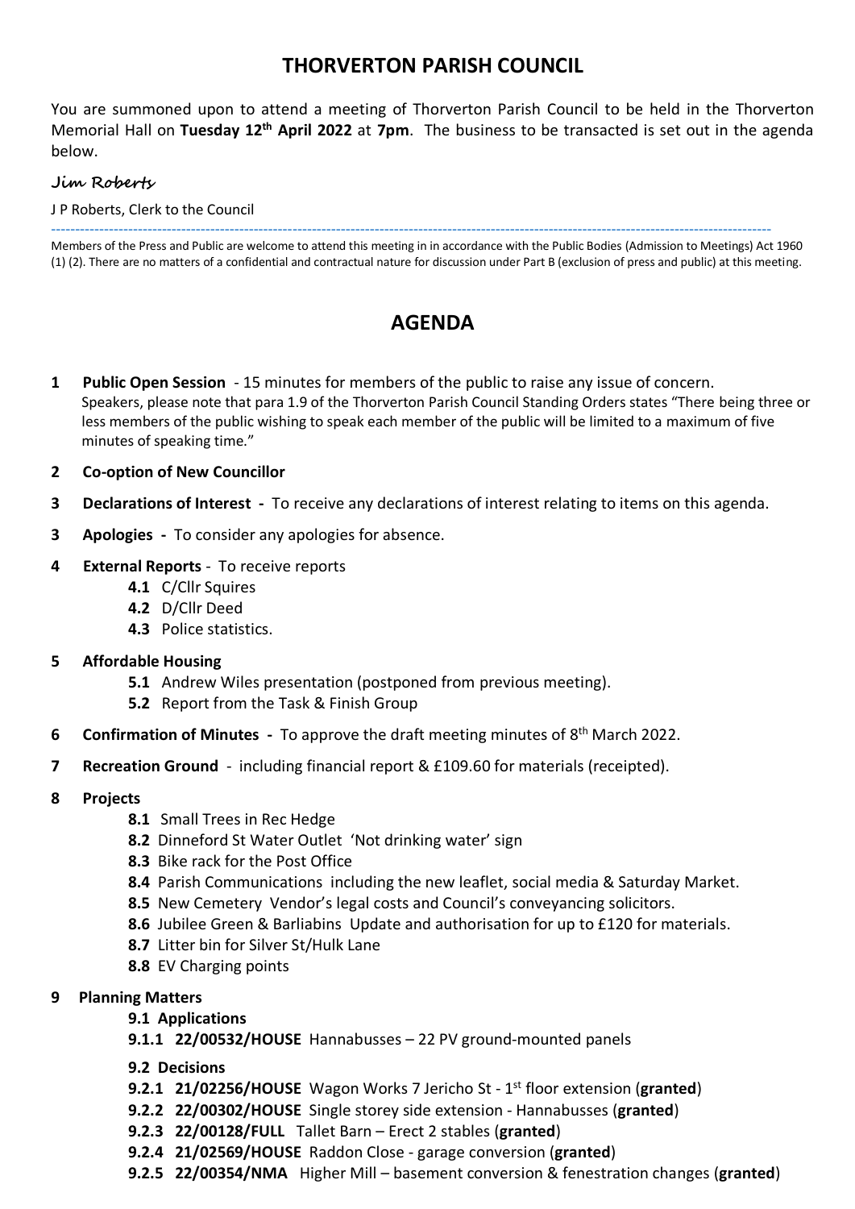# THORVERTON PARISH COUNCIL

You are summoned upon to attend a meeting of Thorverton Parish Council to be held in the Thorverton Memorial Hall on **Tuesday 12th April 2022** at **7pm**. The business to be transacted is set out in the agenda below.

*Jim Roberts*

J P Roberts, Clerk to the Council

---

Members of the Press and Public are welcome to attend this meeting in in accordance with the Public Bodies (Admission to Meetings) Act 1960 (1) (2). There are no matters of a confidential and contractual nature for discussion under Part B (exclusion of press and public) at this meeting.

## AGENDA

**1 Public Open Session** - 15 minutes for members of the public to raise any issue of concern.
Speakers, please note that para 1.9 of the Thorverton Parish Council Standing Orders states "There being three or less members of the public wishing to speak each member of the public will be limited to a maximum of five minutes of speaking time."

**2 Co-option of New Councillor**

**3 Declarations of Interest -** To receive any declarations of interest relating to items on this agenda.

**3 Apologies -** To consider any apologies for absence.

**4 External Reports** - To receive reports

- **4.1** C/Cllr Squires
- **4.2** D/Cllr Deed
- **4.3** Police statistics.

**5 Affordable Housing**

- **5.1** Andrew Wiles presentation (postponed from previous meeting).
- **5.2** Report from the Task & Finish Group

**6 Confirmation of Minutes -** To approve the draft meeting minutes of 8th March 2022.

**7 Recreation Ground** - including financial report & £109.60 for materials (receipted).

**8 Projects**

- **8.1** Small Trees in Rec Hedge
- **8.2** Dinneford St Water Outlet 'Not drinking water' sign
- **8.3** Bike rack for the Post Office
- **8.4** Parish Communications including the new leaflet, social media & Saturday Market.
- **8.5** New Cemetery Vendor's legal costs and Council's conveyancing solicitors.
- **8.6** Jubilee Green & Barliabins Update and authorisation for up to £120 for materials.
- **8.7** Litter bin for Silver St/Hulk Lane
- **8.8** EV Charging points

**9 Planning Matters**

**9.1 Applications**

**9.1.1 22/00532/HOUSE** Hannabusses – 22 PV ground-mounted panels

**9.2 Decisions**

**9.2.1 21/02256/HOUSE** Wagon Works 7 Jericho St - 1st floor extension (**granted**)

**9.2.2 22/00302/HOUSE** Single storey side extension - Hannabusses (**granted**)

**9.2.3 22/00128/FULL** Tallet Barn – Erect 2 stables (**granted**)

**9.2.4 21/02569/HOUSE** Raddon Close - garage conversion (**granted**)

**9.2.5 22/00354/NMA** Higher Mill – basement conversion & fenestration changes (**granted**)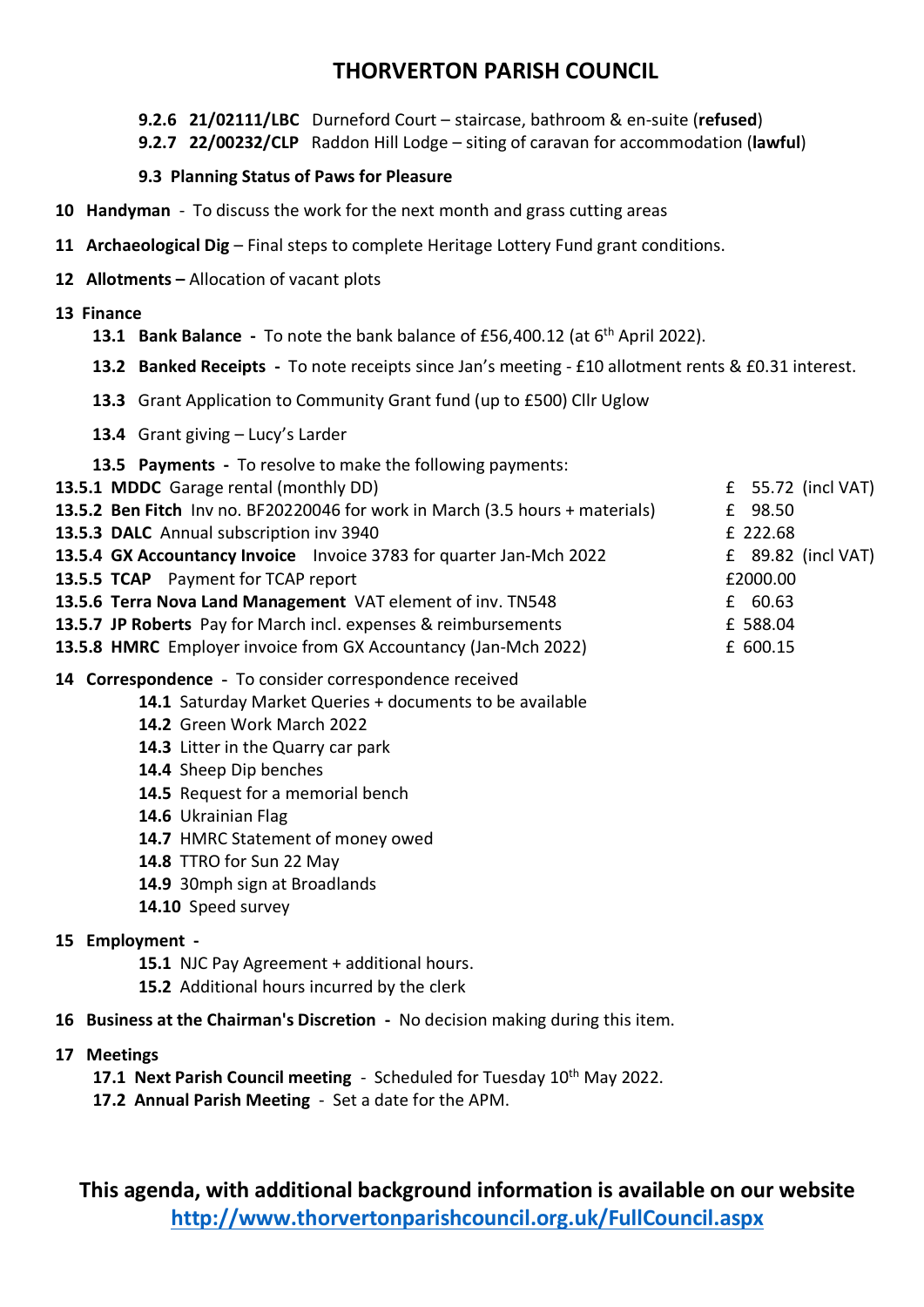# THORVERTON PARISH COUNCIL

**9.2.6 21/02111/LBC** Durneford Court – staircase, bathroom & en-suite (**refused**)
**9.2.7 22/00232/CLP** Raddon Hill Lodge – siting of caravan for accommodation (**lawful**)

**9.3 Planning Status of Paws for Pleasure**

**10 Handyman** - To discuss the work for the next month and grass cutting areas

**11 Archaeological Dig** – Final steps to complete Heritage Lottery Fund grant conditions.

**12 Allotments –** Allocation of vacant plots

**13 Finance**

**13.1 Bank Balance -** To note the bank balance of £56,400.12 (at 6th April 2022).

**13.2 Banked Receipts -** To note receipts since Jan's meeting - £10 allotment rents & £0.31 interest.

**13.3** Grant Application to Community Grant fund (up to £500) Cllr Uglow

**13.4** Grant giving – Lucy's Larder

**13.5 Payments -** To resolve to make the following payments:

| | |
|---|---|
| **13.5.1 MDDC** Garage rental (monthly DD) | £ 55.72 (incl VAT) |
| **13.5.2 Ben Fitch** Inv no. BF20220046 for work in March (3.5 hours + materials) | £ 98.50 |
| **13.5.3 DALC** Annual subscription inv 3940 | £ 222.68 |
| **13.5.4 GX Accountancy Invoice** Invoice 3783 for quarter Jan-Mch 2022 | £ 89.82 (incl VAT) |
| **13.5.5 TCAP** Payment for TCAP report | £2000.00 |
| **13.5.6 Terra Nova Land Management** VAT element of inv. TN548 | £ 60.63 |
| **13.5.7 JP Roberts** Pay for March incl. expenses & reimbursements | £ 588.04 |
| **13.5.8 HMRC** Employer invoice from GX Accountancy (Jan-Mch 2022) | £ 600.15 |

**14 Correspondence** - To consider correspondence received

**14.1** Saturday Market Queries + documents to be available
**14.2** Green Work March 2022
**14.3** Litter in the Quarry car park
**14.4** Sheep Dip benches
**14.5** Request for a memorial bench
**14.6** Ukrainian Flag
**14.7** HMRC Statement of money owed
**14.8** TTRO for Sun 22 May
**14.9** 30mph sign at Broadlands
**14.10** Speed survey

**15 Employment -**

**15.1** NJC Pay Agreement + additional hours.
**15.2** Additional hours incurred by the clerk

**16 Business at the Chairman's Discretion -** No decision making during this item.

**17 Meetings**

**17.1 Next Parish Council meeting** - Scheduled for Tuesday 10th May 2022.
**17.2 Annual Parish Meeting** - Set a date for the APM.

**This agenda, with additional background information is available on our website**
**http://www.thorvertonparishcouncil.org.uk/FullCouncil.aspx**